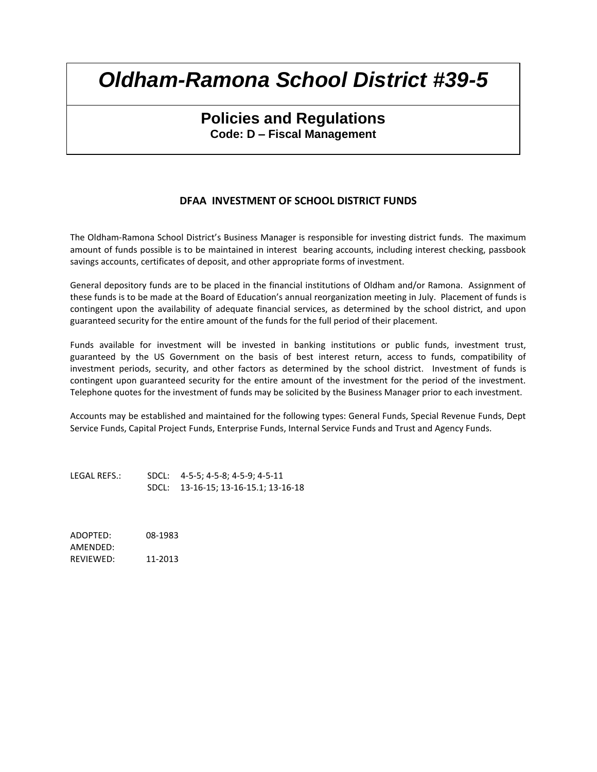# *Oldham-Ramona School District #39-5*

## Policies and Regulations

**Code: D – Fiscal Management**

### DFAA INVESTMENT OF SCHOOL DISTRICT FUNDS

The Oldham-Ramona School District's Business Manager is responsible for investing district funds. The maximum amount of funds possible is to be maintained in interest bearing accounts, including interest checking, passbook savings accounts, certificates of deposit, and other appropriate forms of investment.

General depository funds are to be placed in the financial institutions of Oldham and/or Ramona. Assignment of these funds is to be made at the Board of Education's annual reorganization meeting in July. Placement of funds is contingent upon the availability of adequate financial services, as determined by the school district, and upon guaranteed security for the entire amount of the funds for the full period of their placement.

Funds available for investment will be invested in banking institutions or public funds, investment trust, guaranteed by the US Government on the basis of best interest return, access to funds, compatibility of investment periods, security, and other factors as determined by the school district. Investment of funds is contingent upon guaranteed security for the entire amount of the investment for the period of the investment. Telephone quotes for the investment of funds may be solicited by the Business Manager prior to each investment.

Accounts may be established and maintained for the following types: General Funds, Special Revenue Funds, Dept Service Funds, Capital Project Funds, Enterprise Funds, Internal Service Funds and Trust and Agency Funds.

LEGAL REFS.: SDCL: 4-5-5; 4-5-8; 4-5-9; 4-5-11
SDCL: 13-16-15; 13-16-15.1; 13-16-18

ADOPTED: 08-1983
AMENDED:
REVIEWED: 11-2013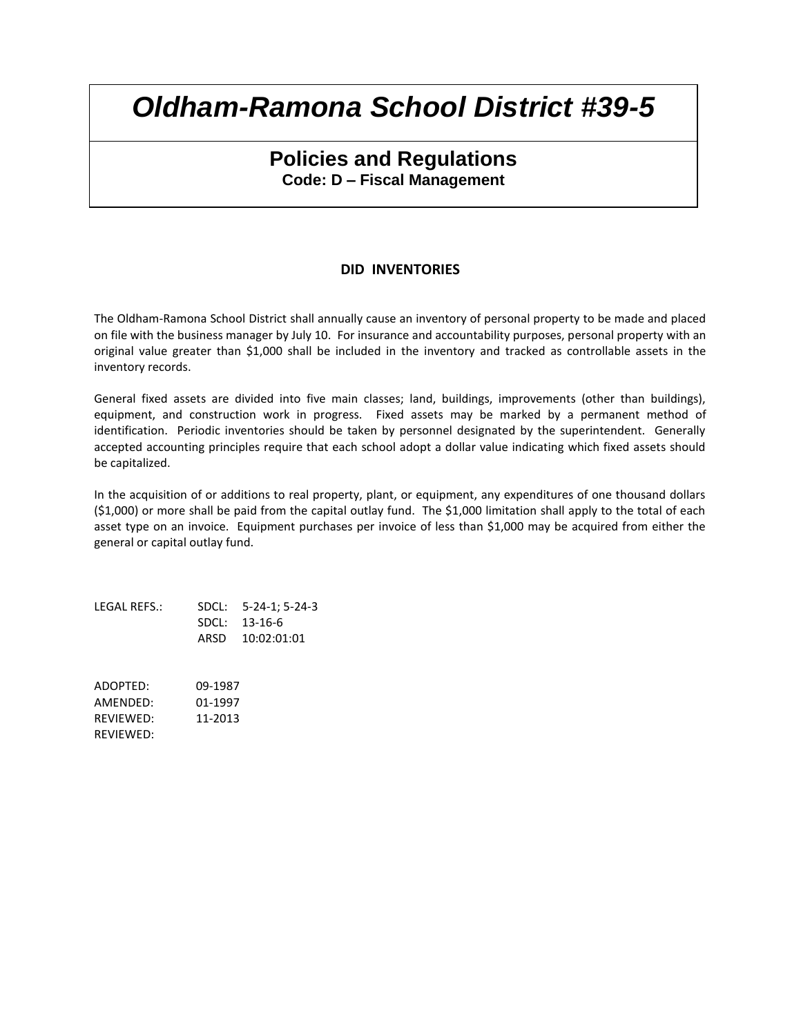# Oldham-Ramona School District #39-5

## Policies and Regulations

**Code: D – Fiscal Management**

### DID INVENTORIES

The Oldham-Ramona School District shall annually cause an inventory of personal property to be made and placed on file with the business manager by July 10. For insurance and accountability purposes, personal property with an original value greater than $1,000 shall be included in the inventory and tracked as controllable assets in the inventory records.

General fixed assets are divided into five main classes; land, buildings, improvements (other than buildings), equipment, and construction work in progress. Fixed assets may be marked by a permanent method of identification. Periodic inventories should be taken by personnel designated by the superintendent. Generally accepted accounting principles require that each school adopt a dollar value indicating which fixed assets should be capitalized.

In the acquisition of or additions to real property, plant, or equipment, any expenditures of one thousand dollars ($1,000) or more shall be paid from the capital outlay fund. The $1,000 limitation shall apply to the total of each asset type on an invoice. Equipment purchases per invoice of less than $1,000 may be acquired from either the general or capital outlay fund.

LEGAL REFS.: SDCL: 5-24-1; 5-24-3
SDCL: 13-16-6
ARSD 10:02:01:01

ADOPTED: 09-1987
AMENDED: 01-1997
REVIEWED: 11-2013
REVIEWED: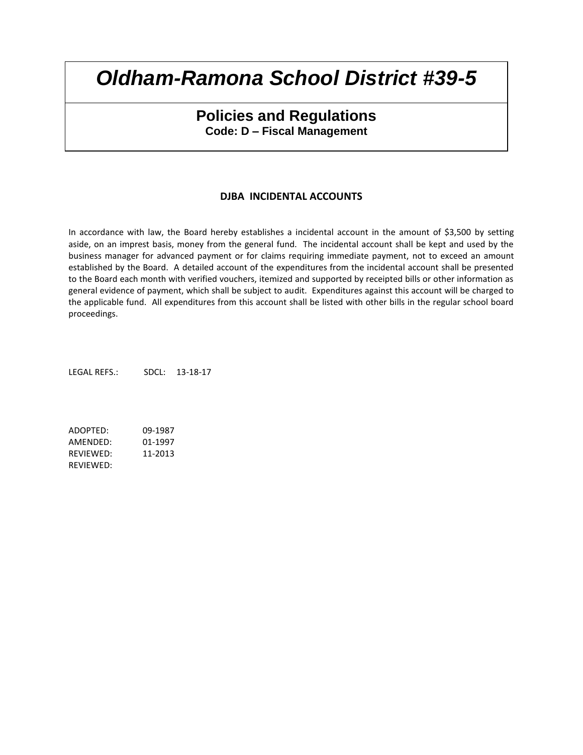# *Oldham-Ramona School District #39-5*

## Policies and Regulations

**Code: D – Fiscal Management**

### DJBA INCIDENTAL ACCOUNTS

In accordance with law, the Board hereby establishes a incidental account in the amount of $3,500 by setting aside, on an imprest basis, money from the general fund. The incidental account shall be kept and used by the business manager for advanced payment or for claims requiring immediate payment, not to exceed an amount established by the Board. A detailed account of the expenditures from the incidental account shall be presented to the Board each month with verified vouchers, itemized and supported by receipted bills or other information as general evidence of payment, which shall be subject to audit. Expenditures against this account will be charged to the applicable fund. All expenditures from this account shall be listed with other bills in the regular school board proceedings.

LEGAL REFS.: SDCL: 13-18-17

ADOPTED: 09-1987
AMENDED: 01-1997
REVIEWED: 11-2013
REVIEWED: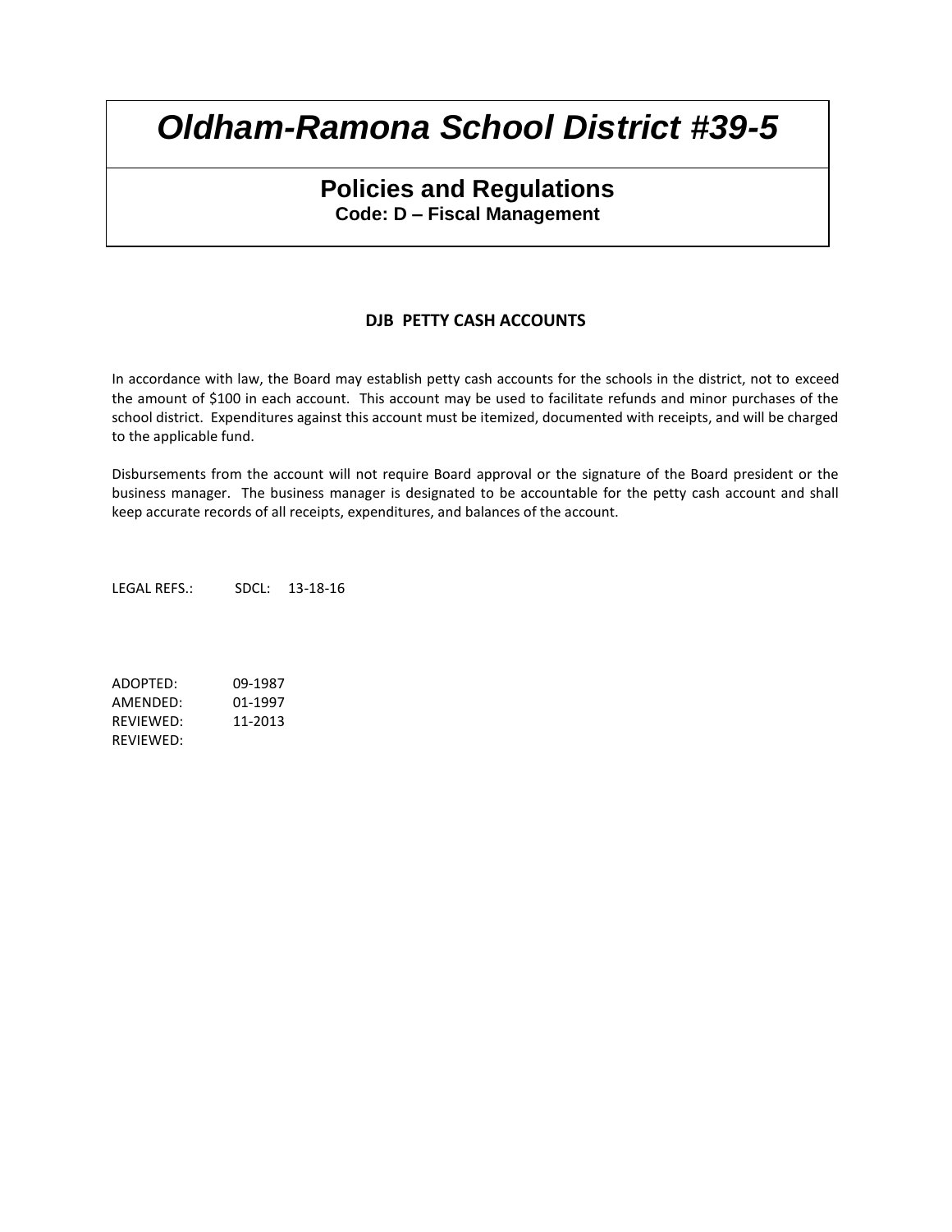# *Oldham-Ramona School District #39-5*

## Policies and Regulations

**Code: D – Fiscal Management**

### DJB PETTY CASH ACCOUNTS

In accordance with law, the Board may establish petty cash accounts for the schools in the district, not to exceed the amount of $100 in each account. This account may be used to facilitate refunds and minor purchases of the school district. Expenditures against this account must be itemized, documented with receipts, and will be charged to the applicable fund.

Disbursements from the account will not require Board approval or the signature of the Board president or the business manager. The business manager is designated to be accountable for the petty cash account and shall keep accurate records of all receipts, expenditures, and balances of the account.

LEGAL REFS.: SDCL: 13-18-16

ADOPTED: 09-1987
AMENDED: 01-1997
REVIEWED: 11-2013
REVIEWED: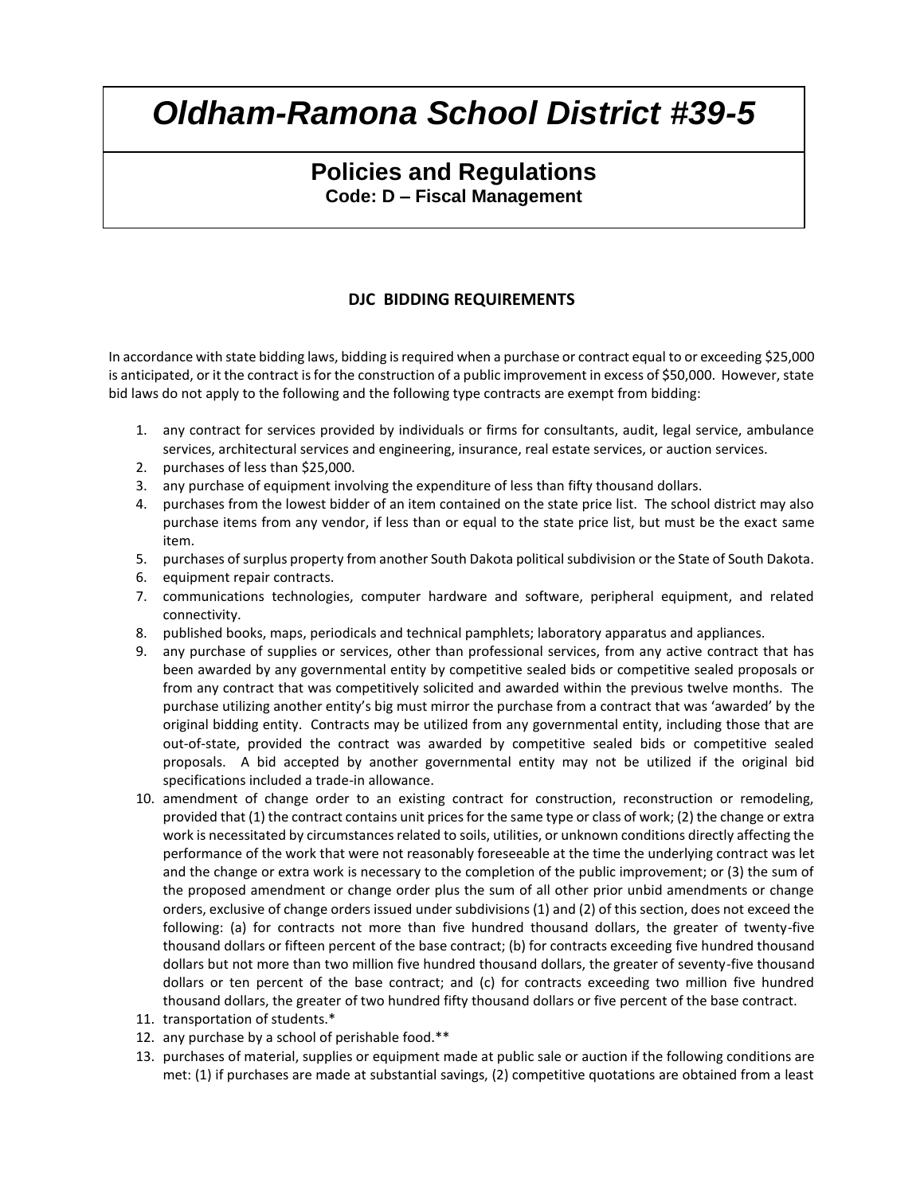# Oldham-Ramona School District #39-5

## Policies and Regulations

**Code: D – Fiscal Management**

### DJC BIDDING REQUIREMENTS

In accordance with state bidding laws, bidding is required when a purchase or contract equal to or exceeding $25,000 is anticipated, or it the contract is for the construction of a public improvement in excess of $50,000. However, state bid laws do not apply to the following and the following type contracts are exempt from bidding:

1. any contract for services provided by individuals or firms for consultants, audit, legal service, ambulance services, architectural services and engineering, insurance, real estate services, or auction services.
2. purchases of less than $25,000.
3. any purchase of equipment involving the expenditure of less than fifty thousand dollars.
4. purchases from the lowest bidder of an item contained on the state price list. The school district may also purchase items from any vendor, if less than or equal to the state price list, but must be the exact same item.
5. purchases of surplus property from another South Dakota political subdivision or the State of South Dakota.
6. equipment repair contracts.
7. communications technologies, computer hardware and software, peripheral equipment, and related connectivity.
8. published books, maps, periodicals and technical pamphlets; laboratory apparatus and appliances.
9. any purchase of supplies or services, other than professional services, from any active contract that has been awarded by any governmental entity by competitive sealed bids or competitive sealed proposals or from any contract that was competitively solicited and awarded within the previous twelve months. The purchase utilizing another entity's big must mirror the purchase from a contract that was 'awarded' by the original bidding entity. Contracts may be utilized from any governmental entity, including those that are out-of-state, provided the contract was awarded by competitive sealed bids or competitive sealed proposals. A bid accepted by another governmental entity may not be utilized if the original bid specifications included a trade-in allowance.
10. amendment of change order to an existing contract for construction, reconstruction or remodeling, provided that (1) the contract contains unit prices for the same type or class of work; (2) the change or extra work is necessitated by circumstances related to soils, utilities, or unknown conditions directly affecting the performance of the work that were not reasonably foreseeable at the time the underlying contract was let and the change or extra work is necessary to the completion of the public improvement; or (3) the sum of the proposed amendment or change order plus the sum of all other prior unbid amendments or change orders, exclusive of change orders issued under subdivisions (1) and (2) of this section, does not exceed the following: (a) for contracts not more than five hundred thousand dollars, the greater of twenty-five thousand dollars or fifteen percent of the base contract; (b) for contracts exceeding five hundred thousand dollars but not more than two million five hundred thousand dollars, the greater of seventy-five thousand dollars or ten percent of the base contract; and (c) for contracts exceeding two million five hundred thousand dollars, the greater of two hundred fifty thousand dollars or five percent of the base contract.
11. transportation of students.*
12. any purchase by a school of perishable food.**
13. purchases of material, supplies or equipment made at public sale or auction if the following conditions are met: (1) if purchases are made at substantial savings, (2) competitive quotations are obtained from a least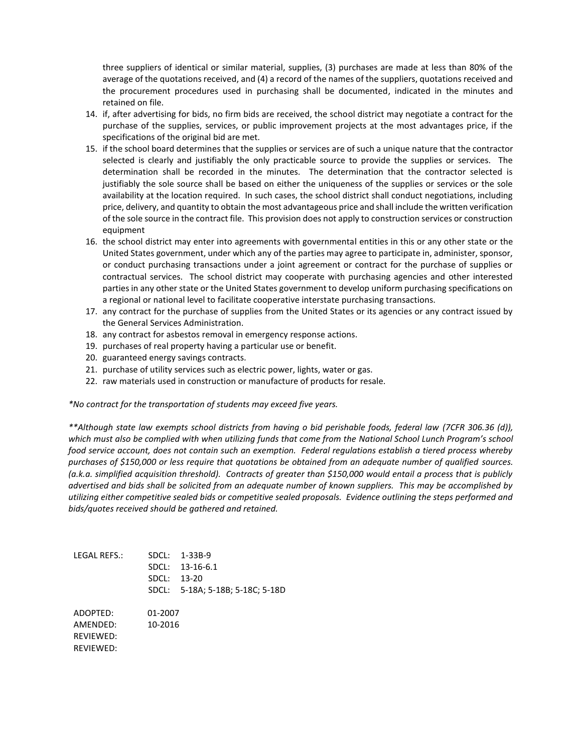three suppliers of identical or similar material, supplies, (3) purchases are made at less than 80% of the average of the quotations received, and (4) a record of the names of the suppliers, quotations received and the procurement procedures used in purchasing shall be documented, indicated in the minutes and retained on file.

14. if, after advertising for bids, no firm bids are received, the school district may negotiate a contract for the purchase of the supplies, services, or public improvement projects at the most advantages price, if the specifications of the original bid are met.
15. if the school board determines that the supplies or services are of such a unique nature that the contractor selected is clearly and justifiably the only practicable source to provide the supplies or services. The determination shall be recorded in the minutes. The determination that the contractor selected is justifiably the sole source shall be based on either the uniqueness of the supplies or services or the sole availability at the location required. In such cases, the school district shall conduct negotiations, including price, delivery, and quantity to obtain the most advantageous price and shall include the written verification of the sole source in the contract file. This provision does not apply to construction services or construction equipment
16. the school district may enter into agreements with governmental entities in this or any other state or the United States government, under which any of the parties may agree to participate in, administer, sponsor, or conduct purchasing transactions under a joint agreement or contract for the purchase of supplies or contractual services. The school district may cooperate with purchasing agencies and other interested parties in any other state or the United States government to develop uniform purchasing specifications on a regional or national level to facilitate cooperative interstate purchasing transactions.
17. any contract for the purchase of supplies from the United States or its agencies or any contract issued by the General Services Administration.
18. any contract for asbestos removal in emergency response actions.
19. purchases of real property having a particular use or benefit.
20. guaranteed energy savings contracts.
21. purchase of utility services such as electric power, lights, water or gas.
22. raw materials used in construction or manufacture of products for resale.

*\*No contract for the transportation of students may exceed five years.*

*\*\*Although state law exempts school districts from having o bid perishable foods, federal law (7CFR 306.36 (d)), which must also be complied with when utilizing funds that come from the National School Lunch Program's school food service account, does not contain such an exemption. Federal regulations establish a tiered process whereby purchases of $150,000 or less require that quotations be obtained from an adequate number of qualified sources. (a.k.a. simplified acquisition threshold). Contracts of greater than $150,000 would entail a process that is publicly advertised and bids shall be solicited from an adequate number of known suppliers. This may be accomplished by utilizing either competitive sealed bids or competitive sealed proposals. Evidence outlining the steps performed and bids/quotes received should be gathered and retained.*

LEGAL REFS.: SDCL: 1-33B-9
SDCL: 13-16-6.1
SDCL: 13-20
SDCL: 5-18A; 5-18B; 5-18C; 5-18D

ADOPTED: 01-2007
AMENDED: 10-2016
REVIEWED:
REVIEWED: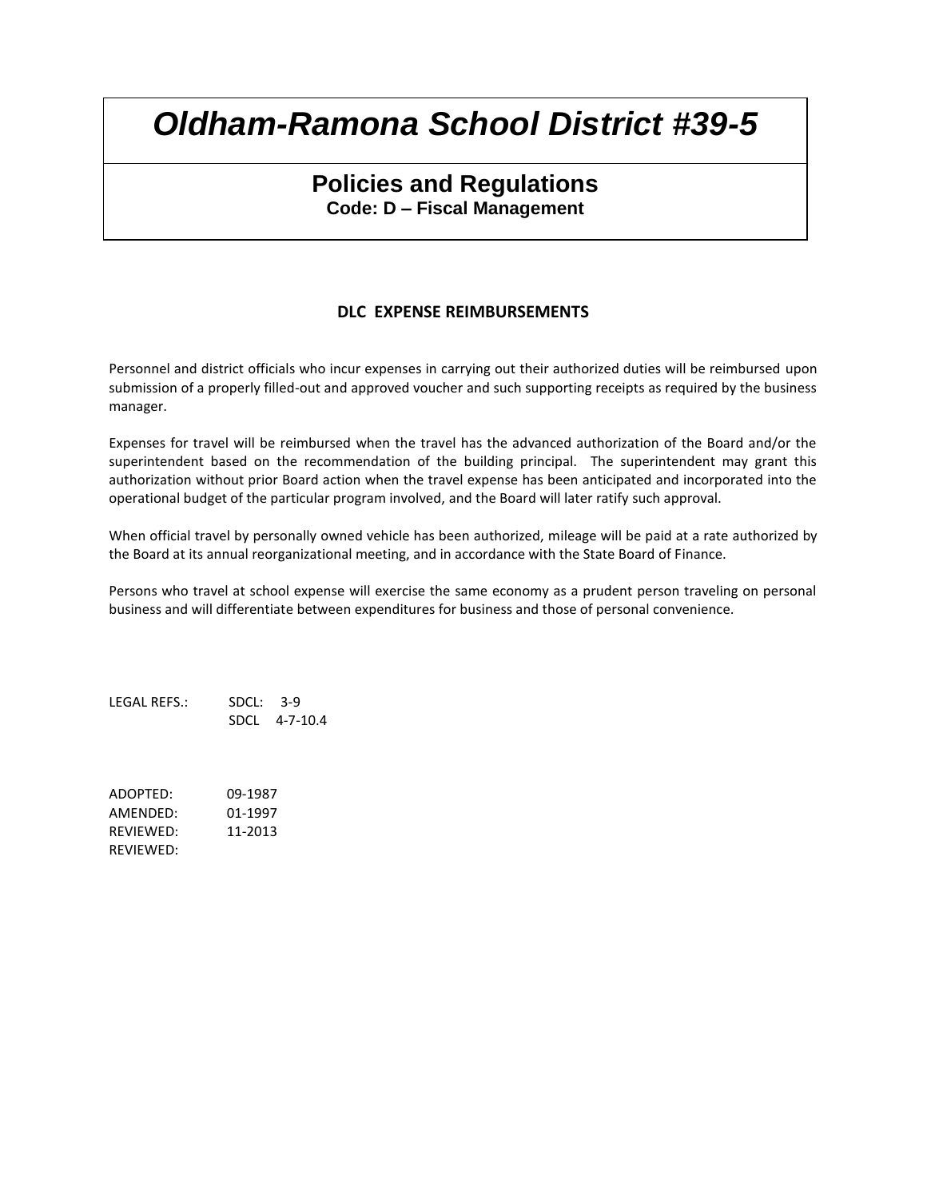# *Oldham-Ramona School District #39-5*

## Policies and Regulations

**Code: D – Fiscal Management**

### DLC EXPENSE REIMBURSEMENTS

Personnel and district officials who incur expenses in carrying out their authorized duties will be reimbursed upon submission of a properly filled-out and approved voucher and such supporting receipts as required by the business manager.

Expenses for travel will be reimbursed when the travel has the advanced authorization of the Board and/or the superintendent based on the recommendation of the building principal. The superintendent may grant this authorization without prior Board action when the travel expense has been anticipated and incorporated into the operational budget of the particular program involved, and the Board will later ratify such approval.

When official travel by personally owned vehicle has been authorized, mileage will be paid at a rate authorized by the Board at its annual reorganizational meeting, and in accordance with the State Board of Finance.

Persons who travel at school expense will exercise the same economy as a prudent person traveling on personal business and will differentiate between expenditures for business and those of personal convenience.

LEGAL REFS.: SDCL: 3-9
SDCL 4-7-10.4

ADOPTED: 09-1987
AMENDED: 01-1997
REVIEWED: 11-2013
REVIEWED: